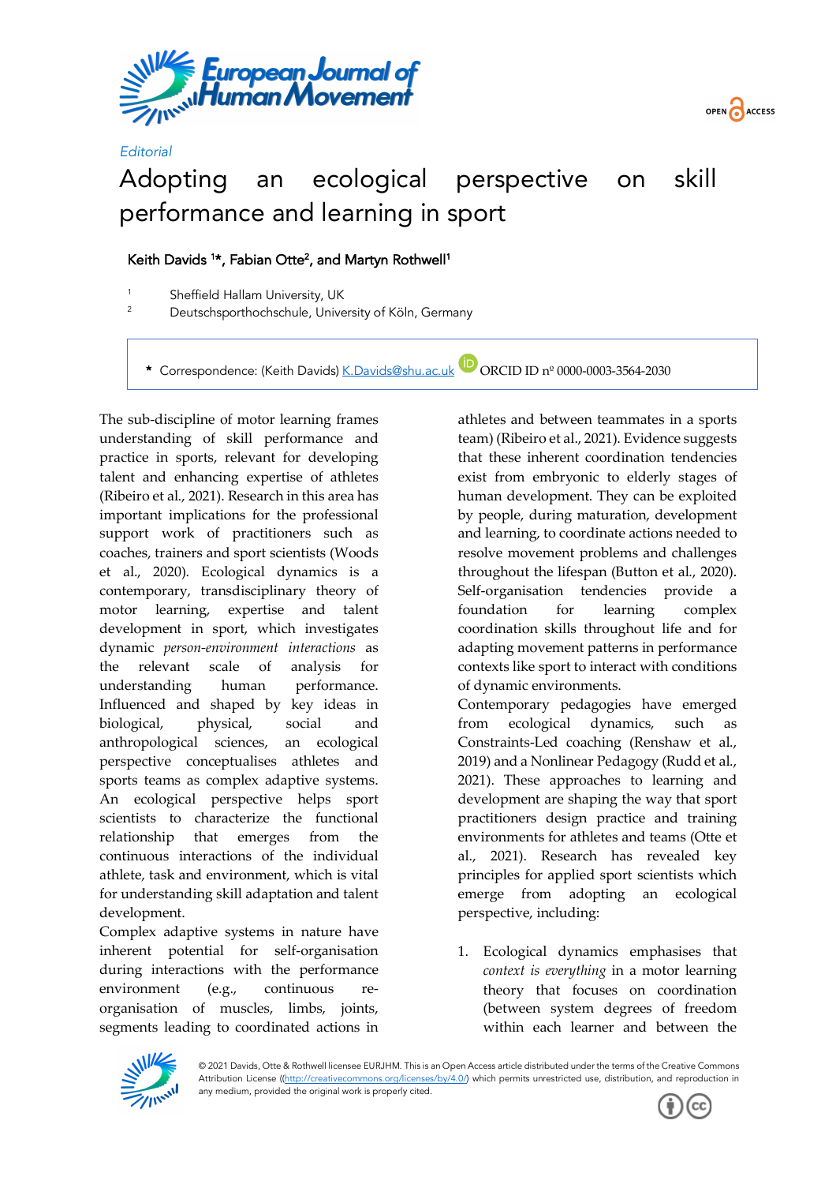*Editorial*

# Adopting an ecological perspective on skill performance and learning in sport

Keith Davids [1]*, Fabian Otte[2], and Martyn Rothwell[1]

[1] Sheffield Hallam University, UK
[2] Deutschsporthochschule, University of Köln, Germany

* Correspondence: (Keith Davids) K.Davids@shu.ac.uk ORCID ID nº 0000-0003-3564-2030

The sub-discipline of motor learning frames understanding of skill performance and practice in sports, relevant for developing talent and enhancing expertise of athletes (Ribeiro et al., 2021). Research in this area has important implications for the professional support work of practitioners such as coaches, trainers and sport scientists (Woods et al., 2020). Ecological dynamics is a contemporary, transdisciplinary theory of motor learning, expertise and talent development in sport, which investigates dynamic *person-environment interactions* as the relevant scale of analysis for understanding human performance. Influenced and shaped by key ideas in biological, physical, social and anthropological sciences, an ecological perspective conceptualises athletes and sports teams as complex adaptive systems. An ecological perspective helps sport scientists to characterize the functional relationship that emerges from the continuous interactions of the individual athlete, task and environment, which is vital for understanding skill adaptation and talent development.

Complex adaptive systems in nature have inherent potential for self-organisation during interactions with the performance environment (e.g., continuous re-organisation of muscles, limbs, joints, segments leading to coordinated actions in athletes and between teammates in a sports team) (Ribeiro et al., 2021). Evidence suggests that these inherent coordination tendencies exist from embryonic to elderly stages of human development. They can be exploited by people, during maturation, development and learning, to coordinate actions needed to resolve movement problems and challenges throughout the lifespan (Button et al., 2020). Self-organisation tendencies provide a foundation for learning complex coordination skills throughout life and for adapting movement patterns in performance contexts like sport to interact with conditions of dynamic environments.

Contemporary pedagogies have emerged from ecological dynamics, such as Constraints-Led coaching (Renshaw et al., 2019) and a Nonlinear Pedagogy (Rudd et al., 2021). These approaches to learning and development are shaping the way that sport practitioners design practice and training environments for athletes and teams (Otte et al., 2021). Research has revealed key principles for applied sport scientists which emerge from adopting an ecological perspective, including:

1. Ecological dynamics emphasises that *context is everything* in a motor learning theory that focuses on coordination (between system degrees of freedom within each learner and between the

© 2021 Davids, Otte & Rothwell licensee EURJHM. This is an Open Access article distributed under the terms of the Creative Commons Attribution License ((http://creativecommons.org/licenses/by/4.0/) which permits unrestricted use, distribution, and reproduction in any medium, provided the original work is properly cited.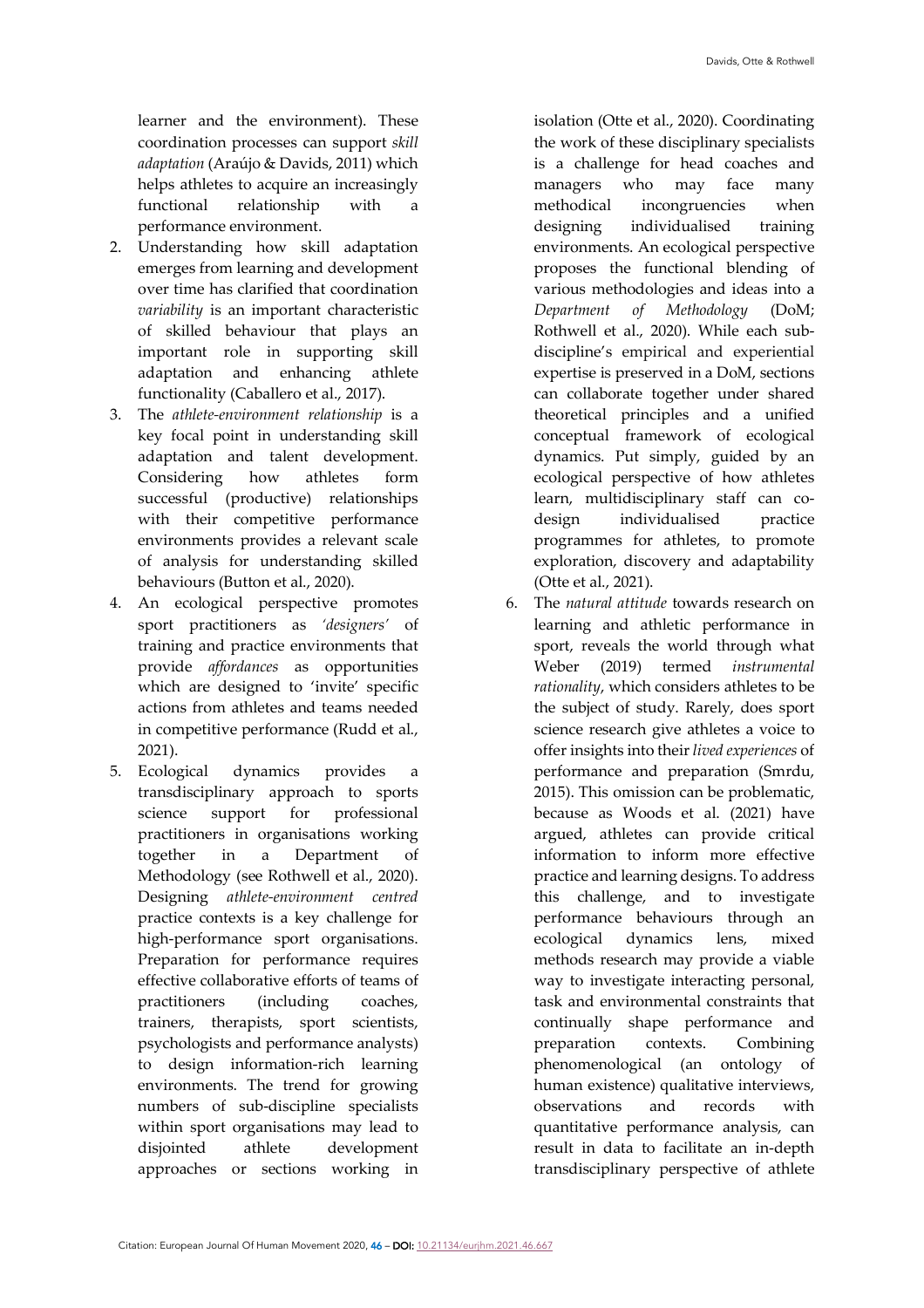learner and the environment). These coordination processes can support *skill adaptation* (Araújo & Davids, 2011) which helps athletes to acquire an increasingly functional relationship with a performance environment.

2. Understanding how skill adaptation emerges from learning and development over time has clarified that coordination *variability* is an important characteristic of skilled behaviour that plays an important role in supporting skill adaptation and enhancing athlete functionality (Caballero et al., 2017).
3. The *athlete-environment relationship* is a key focal point in understanding skill adaptation and talent development. Considering how athletes form successful (productive) relationships with their competitive performance environments provides a relevant scale of analysis for understanding skilled behaviours (Button et al., 2020).
4. An ecological perspective promotes sport practitioners as *'designers'* of training and practice environments that provide *affordances* as opportunities which are designed to 'invite' specific actions from athletes and teams needed in competitive performance (Rudd et al., 2021).
5. Ecological dynamics provides a transdisciplinary approach to sports science support for professional practitioners in organisations working together in a Department of Methodology (see Rothwell et al., 2020). Designing *athlete-environment centred* practice contexts is a key challenge for high-performance sport organisations. Preparation for performance requires effective collaborative efforts of teams of practitioners (including coaches, trainers, therapists, sport scientists, psychologists and performance analysts) to design information-rich learning environments. The trend for growing numbers of sub-discipline specialists within sport organisations may lead to disjointed athlete development approaches or sections working in isolation (Otte et al., 2020). Coordinating the work of these disciplinary specialists is a challenge for head coaches and managers who may face many methodical incongruencies when designing individualised training environments. An ecological perspective proposes the functional blending of various methodologies and ideas into a *Department of Methodology* (DoM; Rothwell et al., 2020). While each sub-discipline's empirical and experiential expertise is preserved in a DoM, sections can collaborate together under shared theoretical principles and a unified conceptual framework of ecological dynamics. Put simply, guided by an ecological perspective of how athletes learn, multidisciplinary staff can co-design individualised practice programmes for athletes, to promote exploration, discovery and adaptability (Otte et al., 2021).
6. The *natural attitude* towards research on learning and athletic performance in sport, reveals the world through what Weber (2019) termed *instrumental rationality*, which considers athletes to be the subject of study. Rarely, does sport science research give athletes a voice to offer insights into their *lived experiences* of performance and preparation (Smrdu, 2015). This omission can be problematic, because as Woods et al. (2021) have argued, athletes can provide critical information to inform more effective practice and learning designs. To address this challenge, and to investigate performance behaviours through an ecological dynamics lens, mixed methods research may provide a viable way to investigate interacting personal, task and environmental constraints that continually shape performance and preparation contexts. Combining phenomenological (an ontology of human existence) qualitative interviews, observations and records with quantitative performance analysis, can result in data to facilitate an in-depth transdisciplinary perspective of athlete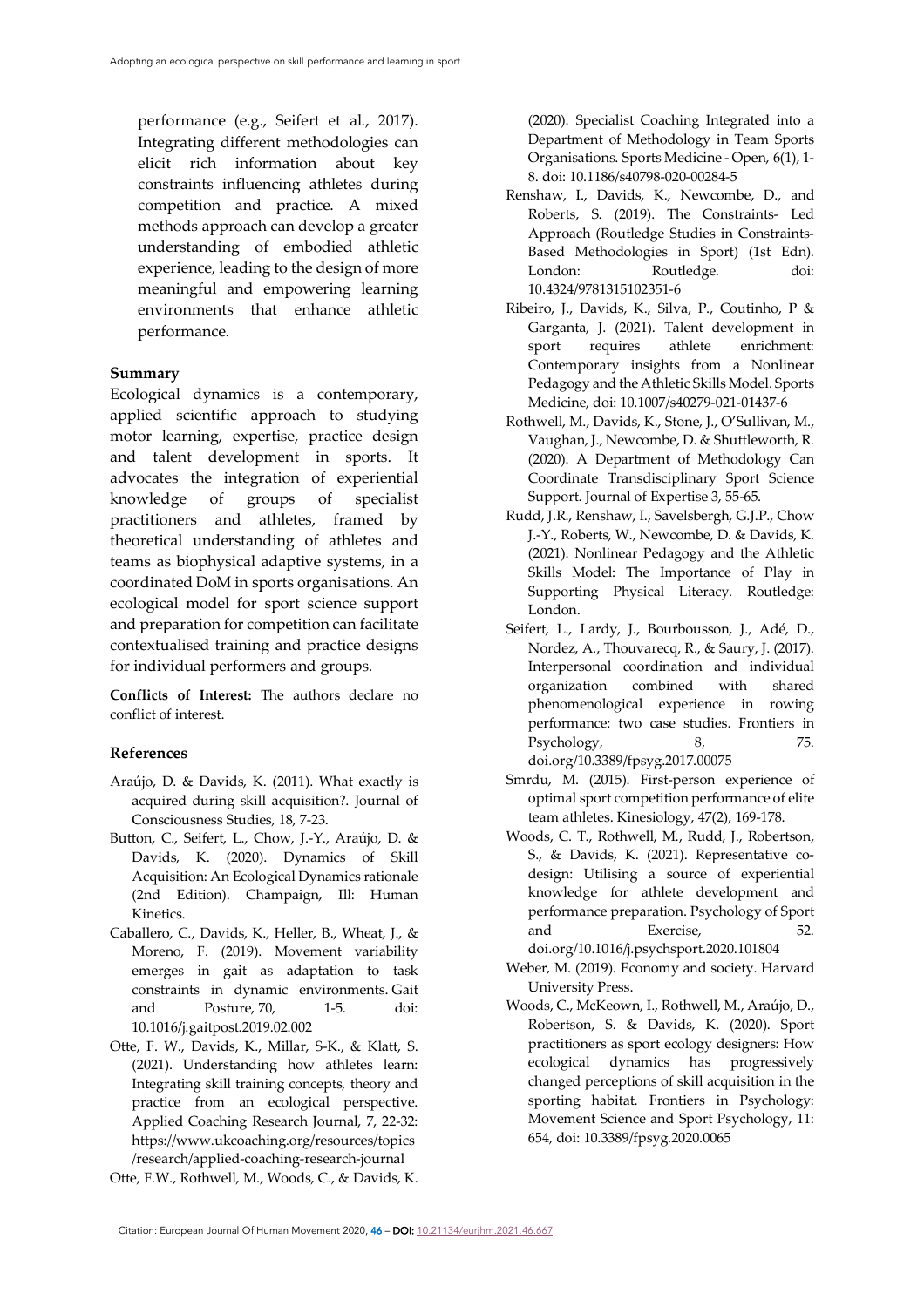performance (e.g., Seifert et al., 2017). Integrating different methodologies can elicit rich information about key constraints influencing athletes during competition and practice. A mixed methods approach can develop a greater understanding of embodied athletic experience, leading to the design of more meaningful and empowering learning environments that enhance athletic performance.

## Summary

Ecological dynamics is a contemporary, applied scientific approach to studying motor learning, expertise, practice design and talent development in sports. It advocates the integration of experiential knowledge of groups of specialist practitioners and athletes, framed by theoretical understanding of athletes and teams as biophysical adaptive systems, in a coordinated DoM in sports organisations. An ecological model for sport science support and preparation for competition can facilitate contextualised training and practice designs for individual performers and groups.

**Conflicts of Interest:** The authors declare no conflict of interest.

## References

- Araújo, D. & Davids, K. (2011). What exactly is acquired during skill acquisition?. Journal of Consciousness Studies, 18, 7-23.
- Button, C., Seifert, L., Chow, J.-Y., Araújo, D. & Davids, K. (2020). Dynamics of Skill Acquisition: An Ecological Dynamics rationale (2nd Edition). Champaign, Ill: Human Kinetics.
- Caballero, C., Davids, K., Heller, B., Wheat, J., & Moreno, F. (2019). Movement variability emerges in gait as adaptation to task constraints in dynamic environments. Gait and Posture, 70, 1-5. doi: 10.1016/j.gaitpost.2019.02.002
- Otte, F. W., Davids, K., Millar, S-K., & Klatt, S. (2021). Understanding how athletes learn: Integrating skill training concepts, theory and practice from an ecological perspective. Applied Coaching Research Journal, 7, 22-32: https://www.ukcoaching.org/resources/topics/research/applied-coaching-research-journal
- Otte, F.W., Rothwell, M., Woods, C., & Davids, K. (2020). Specialist Coaching Integrated into a Department of Methodology in Team Sports Organisations. Sports Medicine - Open, 6(1), 1-8. doi: 10.1186/s40798-020-00284-5
- Renshaw, I., Davids, K., Newcombe, D., and Roberts, S. (2019). The Constraints- Led Approach (Routledge Studies in Constraints-Based Methodologies in Sport) (1st Edn). London: Routledge. doi: 10.4324/9781315102351-6
- Ribeiro, J., Davids, K., Silva, P., Coutinho, P & Garganta, J. (2021). Talent development in sport requires athlete enrichment: Contemporary insights from a Nonlinear Pedagogy and the Athletic Skills Model. Sports Medicine, doi: 10.1007/s40279-021-01437-6
- Rothwell, M., Davids, K., Stone, J., O'Sullivan, M., Vaughan, J., Newcombe, D. & Shuttleworth, R. (2020). A Department of Methodology Can Coordinate Transdisciplinary Sport Science Support. Journal of Expertise 3, 55-65.
- Rudd, J.R., Renshaw, I., Savelsbergh, G.J.P., Chow J.-Y., Roberts, W., Newcombe, D. & Davids, K. (2021). Nonlinear Pedagogy and the Athletic Skills Model: The Importance of Play in Supporting Physical Literacy. Routledge: London.
- Seifert, L., Lardy, J., Bourbousson, J., Adé, D., Nordez, A., Thouvarecq, R., & Saury, J. (2017). Interpersonal coordination and individual organization combined with shared phenomenological experience in rowing performance: two case studies. Frontiers in Psychology, 8, 75. doi.org/10.3389/fpsyg.2017.00075
- Smrdu, M. (2015). First-person experience of optimal sport competition performance of elite team athletes. Kinesiology, 47(2), 169-178.
- Woods, C. T., Rothwell, M., Rudd, J., Robertson, S., & Davids, K. (2021). Representative co-design: Utilising a source of experiential knowledge for athlete development and performance preparation. Psychology of Sport and Exercise, 52. doi.org/10.1016/j.psychsport.2020.101804
- Weber, M. (2019). Economy and society. Harvard University Press.
- Woods, C., McKeown, I., Rothwell, M., Araújo, D., Robertson, S. & Davids, K. (2020). Sport practitioners as sport ecology designers: How ecological dynamics has progressively changed perceptions of skill acquisition in the sporting habitat. Frontiers in Psychology: Movement Science and Sport Psychology, 11: 654, doi: 10.3389/fpsyg.2020.0065